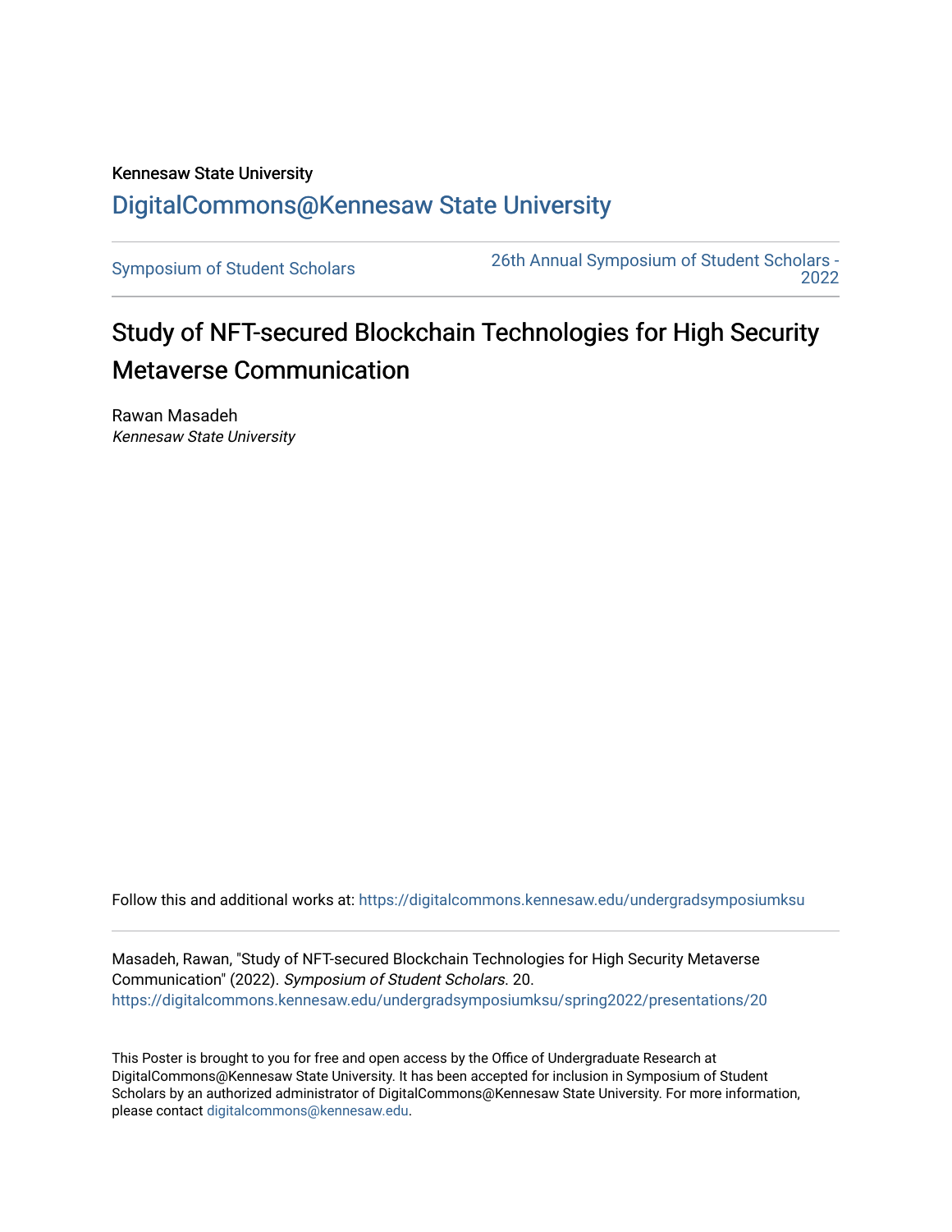Kennesaw State University

[DigitalCommons@Kennesaw State University](https://digitalcommons.kennesaw.edu/)

Symposium of Student Scholars

26th Annual Symposium of Student Scholars - 2022

# Study of NFT-secured Blockchain Technologies for High Security Metaverse Communication

Rawan Masadeh
*Kennesaw State University*

Follow this and additional works at: https://digitalcommons.kennesaw.edu/undergradsymposiumksu

Masadeh, Rawan, "Study of NFT-secured Blockchain Technologies for High Security Metaverse Communication" (2022). *Symposium of Student Scholars*. 20.
https://digitalcommons.kennesaw.edu/undergradsymposiumksu/spring2022/presentations/20

This Poster is brought to you for free and open access by the Office of Undergraduate Research at DigitalCommons@Kennesaw State University. It has been accepted for inclusion in Symposium of Student Scholars by an authorized administrator of DigitalCommons@Kennesaw State University. For more information, please contact digitalcommons@kennesaw.edu.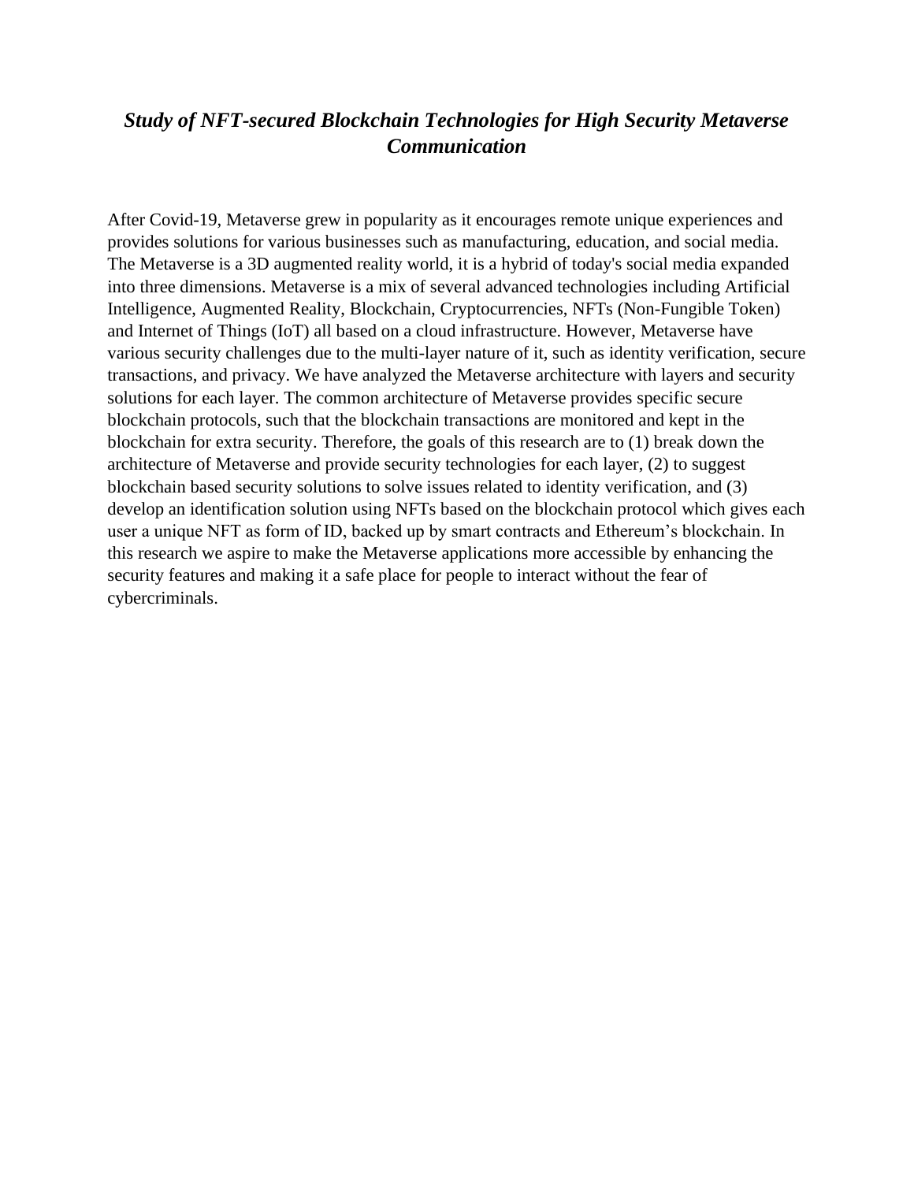## ***Study of NFT-secured Blockchain Technologies for High Security Metaverse Communication***

After Covid-19, Metaverse grew in popularity as it encourages remote unique experiences and provides solutions for various businesses such as manufacturing, education, and social media. The Metaverse is a 3D augmented reality world, it is a hybrid of today's social media expanded into three dimensions. Metaverse is a mix of several advanced technologies including Artificial Intelligence, Augmented Reality, Blockchain, Cryptocurrencies, NFTs (Non-Fungible Token) and Internet of Things (IoT) all based on a cloud infrastructure. However, Metaverse have various security challenges due to the multi-layer nature of it, such as identity verification, secure transactions, and privacy. We have analyzed the Metaverse architecture with layers and security solutions for each layer. The common architecture of Metaverse provides specific secure blockchain protocols, such that the blockchain transactions are monitored and kept in the blockchain for extra security. Therefore, the goals of this research are to (1) break down the architecture of Metaverse and provide security technologies for each layer, (2) to suggest blockchain based security solutions to solve issues related to identity verification, and (3) develop an identification solution using NFTs based on the blockchain protocol which gives each user a unique NFT as form of ID, backed up by smart contracts and Ethereum's blockchain. In this research we aspire to make the Metaverse applications more accessible by enhancing the security features and making it a safe place for people to interact without the fear of cybercriminals.